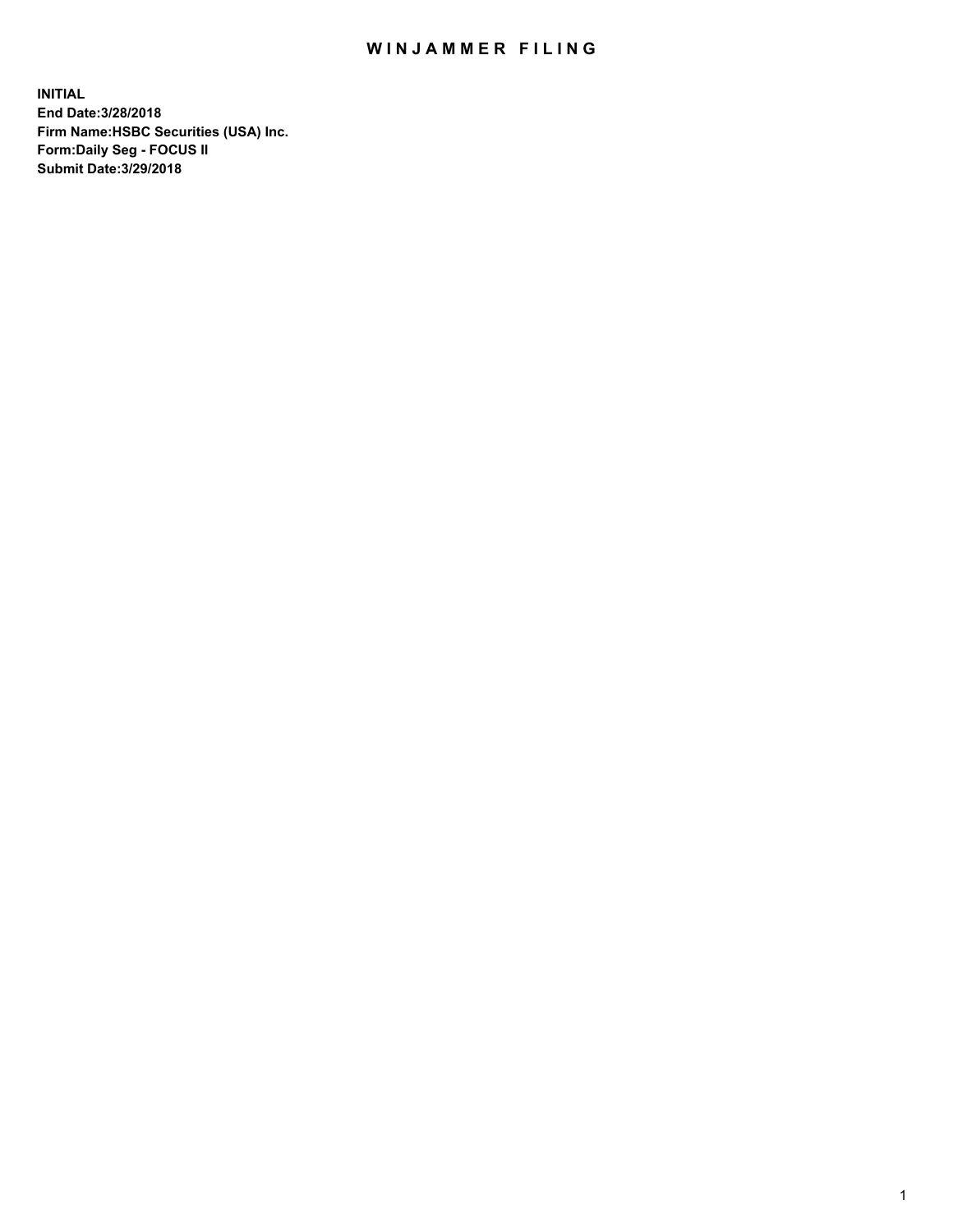# WINJAMMER FILING

**INITIAL**
**End Date:3/28/2018**
**Firm Name:HSBC Securities (USA) Inc.**
**Form:Daily Seg - FOCUS II**
**Submit Date:3/29/2018**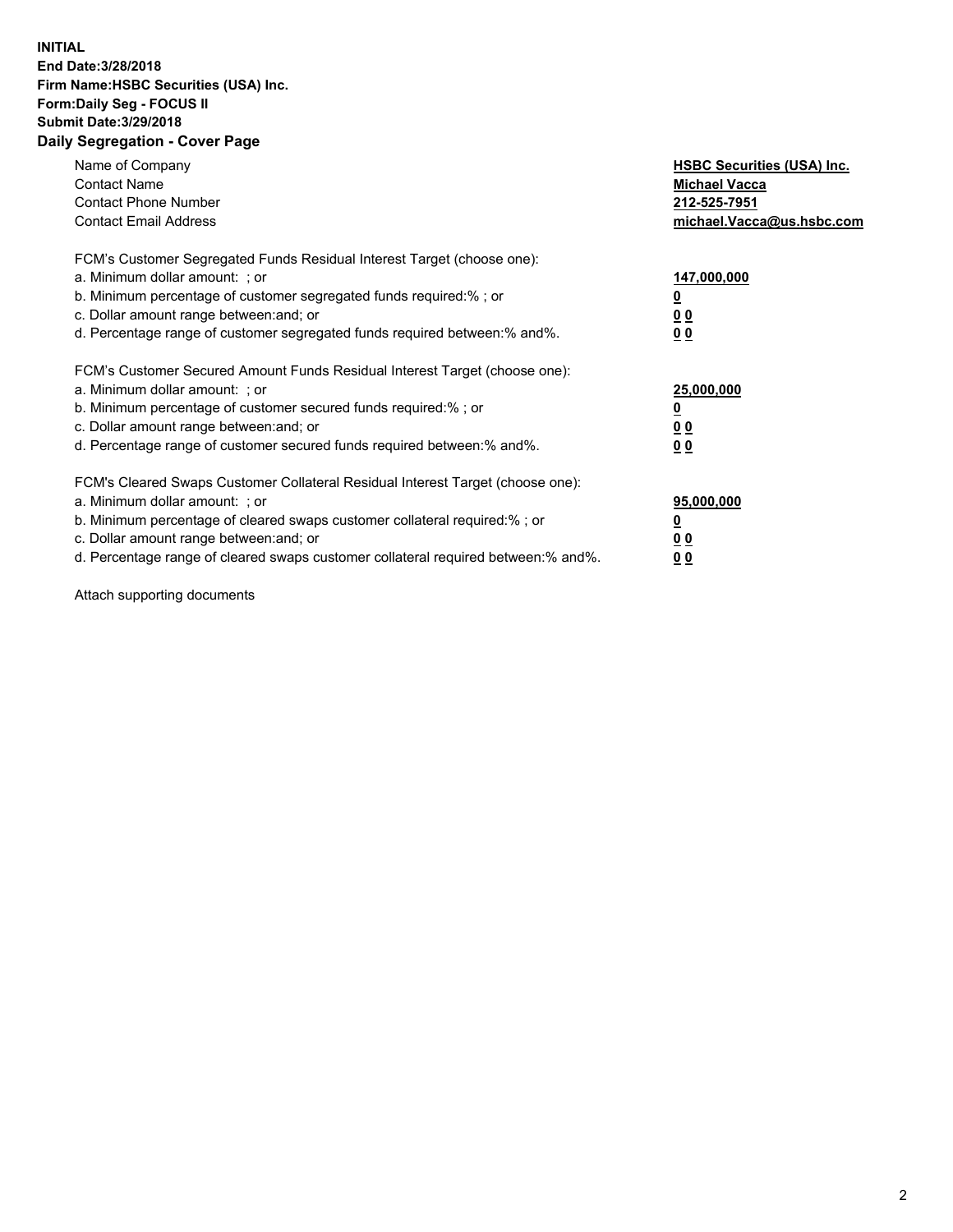**INITIAL**
**End Date:3/28/2018**
**Firm Name:HSBC Securities (USA) Inc.**
**Form:Daily Seg - FOCUS II**
**Submit Date:3/29/2018**

## Daily Segregation - Cover Page

| | |
|---|---|
| Name of Company | **HSBC Securities (USA) Inc.** |
| Contact Name | **Michael Vacca** |
| Contact Phone Number | **212-525-7951** |
| Contact Email Address | **michael.Vacca@us.hsbc.com** |

| | |
|---|---|
| FCM's Customer Segregated Funds Residual Interest Target (choose one): | |
| a. Minimum dollar amount: ; or | **147,000,000** |
| b. Minimum percentage of customer segregated funds required:% ; or | **0** |
| c. Dollar amount range between:and; or | **0 0** |
| d. Percentage range of customer segregated funds required between:% and%. | **0 0** |
| FCM's Customer Secured Amount Funds Residual Interest Target (choose one): | |
| a. Minimum dollar amount: ; or | **25,000,000** |
| b. Minimum percentage of customer secured funds required:% ; or | **0** |
| c. Dollar amount range between:and; or | **0 0** |
| d. Percentage range of customer secured funds required between:% and%. | **0 0** |
| FCM's Cleared Swaps Customer Collateral Residual Interest Target (choose one): | |
| a. Minimum dollar amount: ; or | **95,000,000** |
| b. Minimum percentage of cleared swaps customer collateral required:% ; or | **0** |
| c. Dollar amount range between:and; or | **0 0** |
| d. Percentage range of cleared swaps customer collateral required between:% and%. | **0 0** |

Attach supporting documents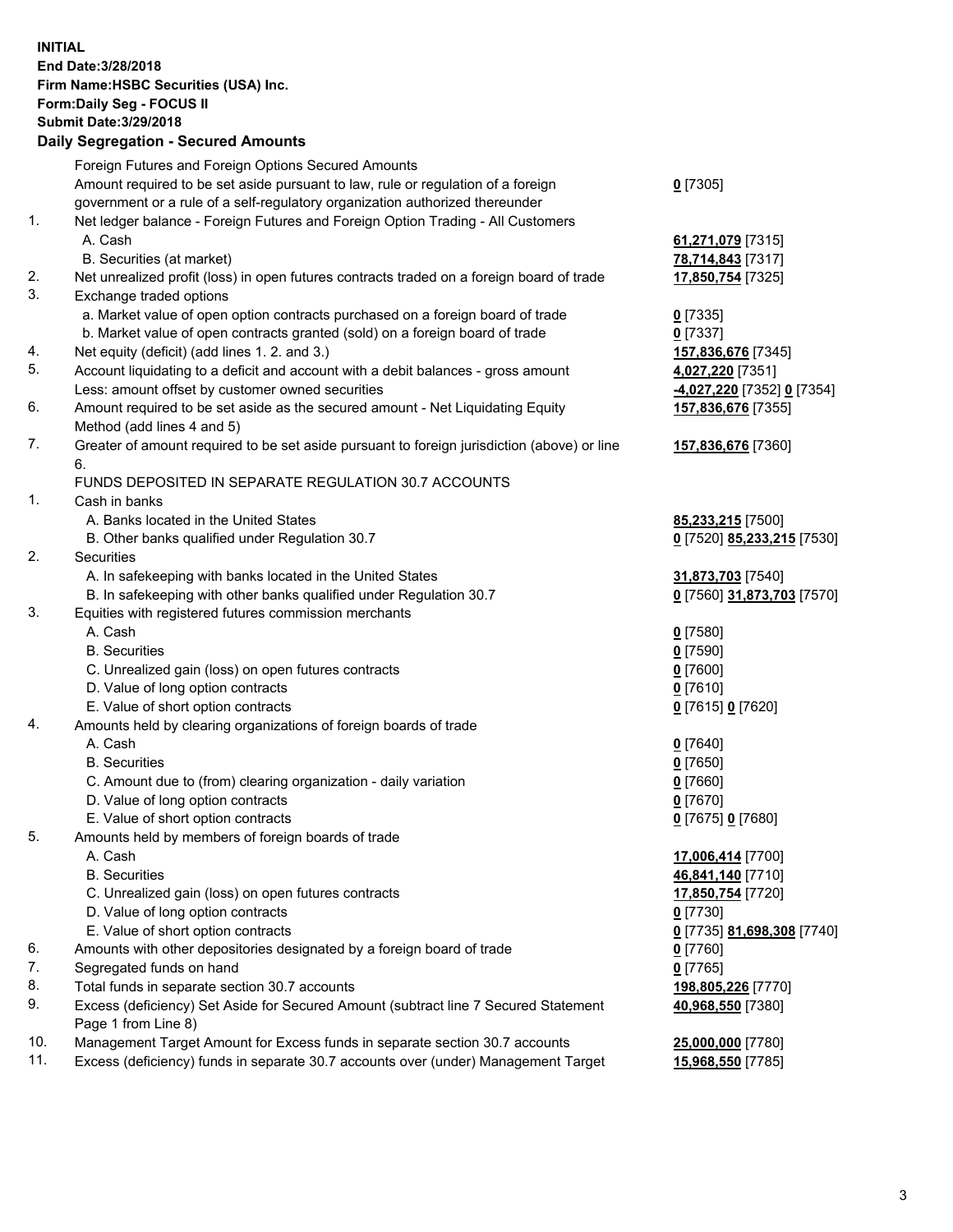**INITIAL**
**End Date:3/28/2018**
**Firm Name:HSBC Securities (USA) Inc.**
**Form:Daily Seg - FOCUS II**
**Submit Date:3/29/2018**

## Daily Segregation - Secured Amounts

| | | |
|---|---|---|
| | Foreign Futures and Foreign Options Secured Amounts | |
| | Amount required to be set aside pursuant to law, rule or regulation of a foreign government or a rule of a self-regulatory organization authorized thereunder | **0** [7305] |
| 1. | Net ledger balance - Foreign Futures and Foreign Option Trading - All Customers | |
| | A. Cash | **61,271,079** [7315] |
| | B. Securities (at market) | **78,714,843** [7317] |
| 2. | Net unrealized profit (loss) in open futures contracts traded on a foreign board of trade | **17,850,754** [7325] |
| 3. | Exchange traded options | |
| | a. Market value of open option contracts purchased on a foreign board of trade | **0** [7335] |
| | b. Market value of open contracts granted (sold) on a foreign board of trade | **0** [7337] |
| 4. | Net equity (deficit) (add lines 1. 2. and 3.) | **157,836,676** [7345] |
| 5. | Account liquidating to a deficit and account with a debit balances - gross amount | **4,027,220** [7351] |
| | Less: amount offset by customer owned securities | **-4,027,220** [7352] **0** [7354] |
| 6. | Amount required to be set aside as the secured amount - Net Liquidating Equity Method (add lines 4 and 5) | **157,836,676** [7355] |
| 7. | Greater of amount required to be set aside pursuant to foreign jurisdiction (above) or line 6. | **157,836,676** [7360] |
| | FUNDS DEPOSITED IN SEPARATE REGULATION 30.7 ACCOUNTS | |
| 1. | Cash in banks | |
| | A. Banks located in the United States | **85,233,215** [7500] |
| | B. Other banks qualified under Regulation 30.7 | **0** [7520] **85,233,215** [7530] |
| 2. | Securities | |
| | A. In safekeeping with banks located in the United States | **31,873,703** [7540] |
| | B. In safekeeping with other banks qualified under Regulation 30.7 | **0** [7560] **31,873,703** [7570] |
| 3. | Equities with registered futures commission merchants | |
| | A. Cash | **0** [7580] |
| | B. Securities | **0** [7590] |
| | C. Unrealized gain (loss) on open futures contracts | **0** [7600] |
| | D. Value of long option contracts | **0** [7610] |
| | E. Value of short option contracts | **0** [7615] **0** [7620] |
| 4. | Amounts held by clearing organizations of foreign boards of trade | |
| | A. Cash | **0** [7640] |
| | B. Securities | **0** [7650] |
| | C. Amount due to (from) clearing organization - daily variation | **0** [7660] |
| | D. Value of long option contracts | **0** [7670] |
| | E. Value of short option contracts | **0** [7675] **0** [7680] |
| 5. | Amounts held by members of foreign boards of trade | |
| | A. Cash | **17,006,414** [7700] |
| | B. Securities | **46,841,140** [7710] |
| | C. Unrealized gain (loss) on open futures contracts | **17,850,754** [7720] |
| | D. Value of long option contracts | **0** [7730] |
| | E. Value of short option contracts | **0** [7735] **81,698,308** [7740] |
| 6. | Amounts with other depositories designated by a foreign board of trade | **0** [7760] |
| 7. | Segregated funds on hand | **0** [7765] |
| 8. | Total funds in separate section 30.7 accounts | **198,805,226** [7770] |
| 9. | Excess (deficiency) Set Aside for Secured Amount (subtract line 7 Secured Statement Page 1 from Line 8) | **40,968,550** [7380] |
| 10. | Management Target Amount for Excess funds in separate section 30.7 accounts | **25,000,000** [7780] |
| 11. | Excess (deficiency) funds in separate 30.7 accounts over (under) Management Target | **15,968,550** [7785] |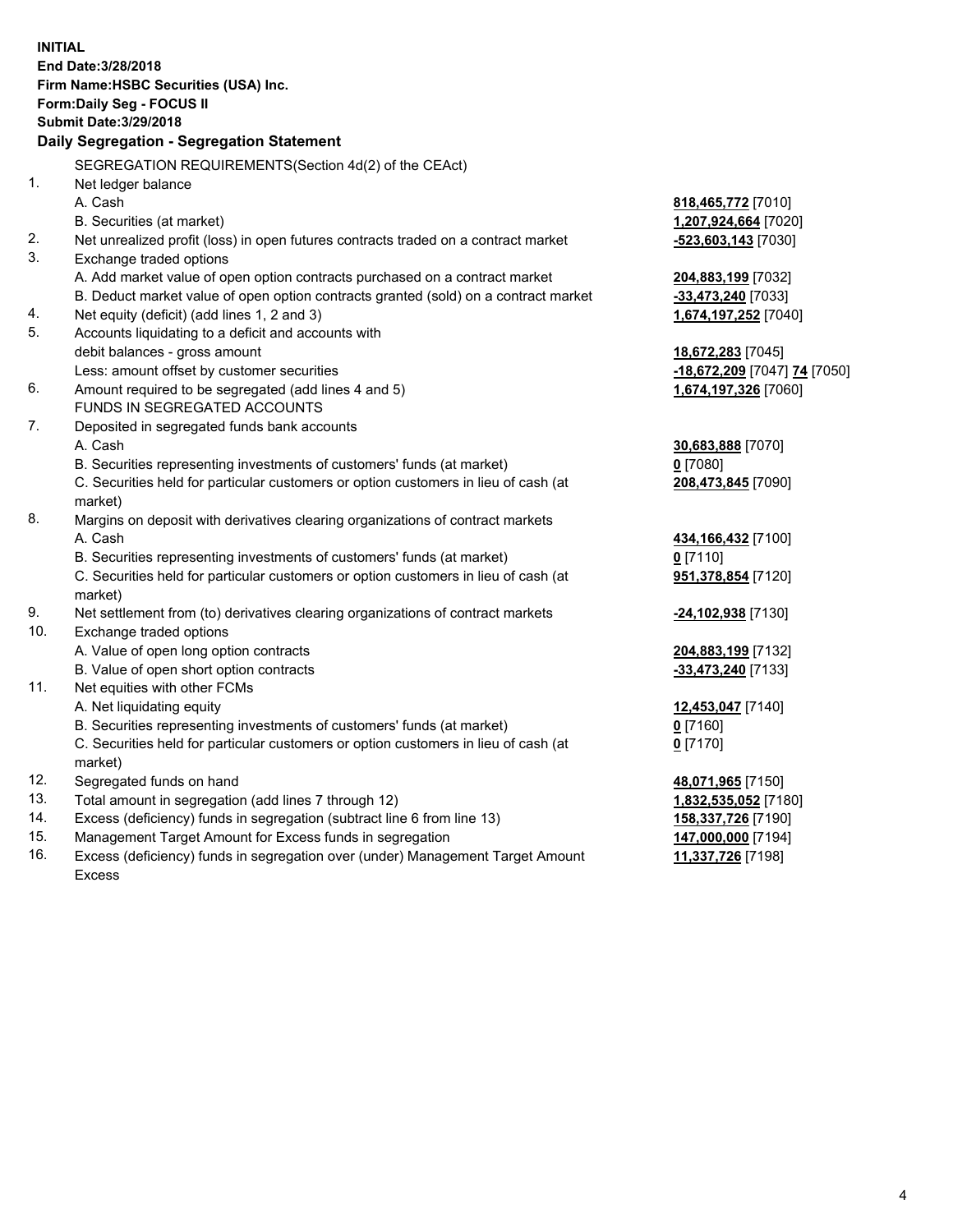**INITIAL**
**End Date:3/28/2018**
**Firm Name:HSBC Securities (USA) Inc.**
**Form:Daily Seg - FOCUS II**
**Submit Date:3/29/2018**

## Daily Segregation - Segregation Statement

SEGREGATION REQUIREMENTS(Section 4d(2) of the CEAct)

| | | |
|---|---|---|
| 1. | Net ledger balance | |
| | A. Cash | **818,465,772** [7010] |
| | B. Securities (at market) | **1,207,924,664** [7020] |
| 2. | Net unrealized profit (loss) in open futures contracts traded on a contract market | **-523,603,143** [7030] |
| 3. | Exchange traded options | |
| | A. Add market value of open option contracts purchased on a contract market | **204,883,199** [7032] |
| | B. Deduct market value of open option contracts granted (sold) on a contract market | **-33,473,240** [7033] |
| 4. | Net equity (deficit) (add lines 1, 2 and 3) | **1,674,197,252** [7040] |
| 5. | Accounts liquidating to a deficit and accounts with debit balances - gross amount | **18,672,283** [7045] |
| | Less: amount offset by customer securities | **-18,672,209** [7047] **74** [7050] |
| 6. | Amount required to be segregated (add lines 4 and 5) | **1,674,197,326** [7060] |
| | FUNDS IN SEGREGATED ACCOUNTS | |
| 7. | Deposited in segregated funds bank accounts | |
| | A. Cash | **30,683,888** [7070] |
| | B. Securities representing investments of customers' funds (at market) | **0** [7080] |
| | C. Securities held for particular customers or option customers in lieu of cash (at market) | **208,473,845** [7090] |
| 8. | Margins on deposit with derivatives clearing organizations of contract markets | |
| | A. Cash | **434,166,432** [7100] |
| | B. Securities representing investments of customers' funds (at market) | **0** [7110] |
| | C. Securities held for particular customers or option customers in lieu of cash (at market) | **951,378,854** [7120] |
| 9. | Net settlement from (to) derivatives clearing organizations of contract markets | **-24,102,938** [7130] |
| 10. | Exchange traded options | |
| | A. Value of open long option contracts | **204,883,199** [7132] |
| | B. Value of open short option contracts | **-33,473,240** [7133] |
| 11. | Net equities with other FCMs | |
| | A. Net liquidating equity | **12,453,047** [7140] |
| | B. Securities representing investments of customers' funds (at market) | **0** [7160] |
| | C. Securities held for particular customers or option customers in lieu of cash (at market) | **0** [7170] |
| 12. | Segregated funds on hand | **48,071,965** [7150] |
| 13. | Total amount in segregation (add lines 7 through 12) | **1,832,535,052** [7180] |
| 14. | Excess (deficiency) funds in segregation (subtract line 6 from line 13) | **158,337,726** [7190] |
| 15. | Management Target Amount for Excess funds in segregation | **147,000,000** [7194] |
| 16. | Excess (deficiency) funds in segregation over (under) Management Target Amount Excess | **11,337,726** [7198] |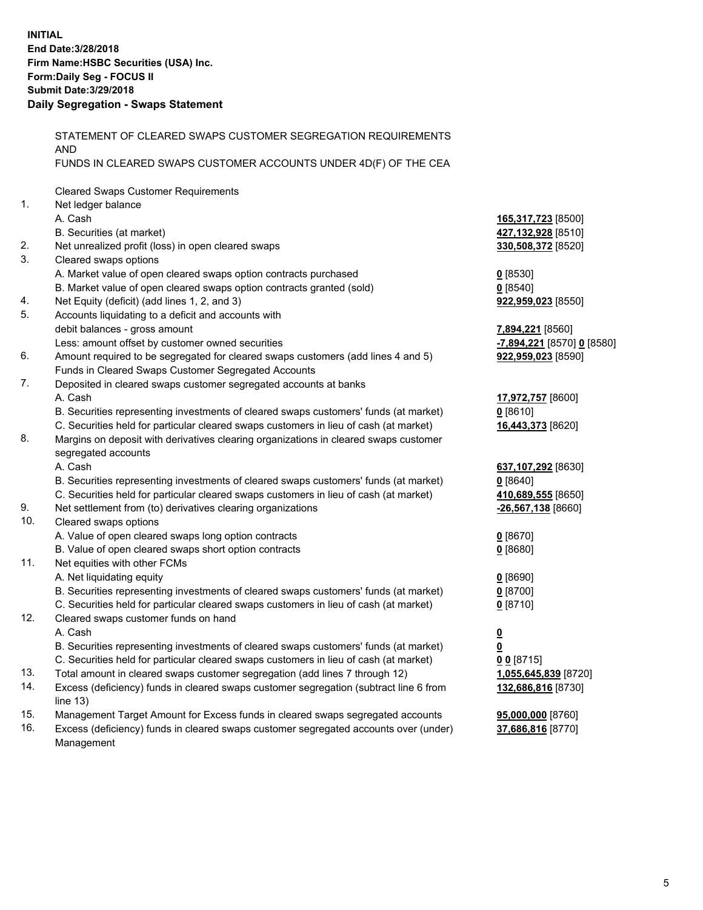**INITIAL**
**End Date:3/28/2018**
**Firm Name:HSBC Securities (USA) Inc.**
**Form:Daily Seg - FOCUS II**
**Submit Date:3/29/2018**
**Daily Segregation - Swaps Statement**

STATEMENT OF CLEARED SWAPS CUSTOMER SEGREGATION REQUIREMENTS AND FUNDS IN CLEARED SWAPS CUSTOMER ACCOUNTS UNDER 4D(F) OF THE CEA

| | | |
|---|---|---|
| | Cleared Swaps Customer Requirements | |
| 1. | Net ledger balance | |
| | A. Cash | **165,317,723** [8500] |
| | B. Securities (at market) | **427,132,928** [8510] |
| 2. | Net unrealized profit (loss) in open cleared swaps | **330,508,372** [8520] |
| 3. | Cleared swaps options | |
| | A. Market value of open cleared swaps option contracts purchased | **0** [8530] |
| | B. Market value of open cleared swaps option contracts granted (sold) | **0** [8540] |
| 4. | Net Equity (deficit) (add lines 1, 2, and 3) | **922,959,023** [8550] |
| 5. | Accounts liquidating to a deficit and accounts with debit balances - gross amount | **7,894,221** [8560] |
| | Less: amount offset by customer owned securities | **-7,894,221** [8570] **0** [8580] |
| 6. | Amount required to be segregated for cleared swaps customers (add lines 4 and 5) | **922,959,023** [8590] |
| | Funds in Cleared Swaps Customer Segregated Accounts | |
| 7. | Deposited in cleared swaps customer segregated accounts at banks | |
| | A. Cash | **17,972,757** [8600] |
| | B. Securities representing investments of cleared swaps customers' funds (at market) | **0** [8610] |
| | C. Securities held for particular cleared swaps customers in lieu of cash (at market) | **16,443,373** [8620] |
| 8. | Margins on deposit with derivatives clearing organizations in cleared swaps customer segregated accounts | |
| | A. Cash | **637,107,292** [8630] |
| | B. Securities representing investments of cleared swaps customers' funds (at market) | **0** [8640] |
| | C. Securities held for particular cleared swaps customers in lieu of cash (at market) | **410,689,555** [8650] |
| 9. | Net settlement from (to) derivatives clearing organizations | **-26,567,138** [8660] |
| 10. | Cleared swaps options | |
| | A. Value of open cleared swaps long option contracts | **0** [8670] |
| | B. Value of open cleared swaps short option contracts | **0** [8680] |
| 11. | Net equities with other FCMs | |
| | A. Net liquidating equity | **0** [8690] |
| | B. Securities representing investments of cleared swaps customers' funds (at market) | **0** [8700] |
| | C. Securities held for particular cleared swaps customers in lieu of cash (at market) | **0** [8710] |
| 12. | Cleared swaps customer funds on hand | |
| | A. Cash | **0** |
| | B. Securities representing investments of cleared swaps customers' funds (at market) | **0** |
| | C. Securities held for particular cleared swaps customers in lieu of cash (at market) | **0** **0** [8715] |
| 13. | Total amount in cleared swaps customer segregation (add lines 7 through 12) | **1,055,645,839** [8720] |
| 14. | Excess (deficiency) funds in cleared swaps customer segregation (subtract line 6 from line 13) | **132,686,816** [8730] |
| 15. | Management Target Amount for Excess funds in cleared swaps segregated accounts | **95,000,000** [8760] |
| 16. | Excess (deficiency) funds in cleared swaps customer segregated accounts over (under) Management | **37,686,816** [8770] |